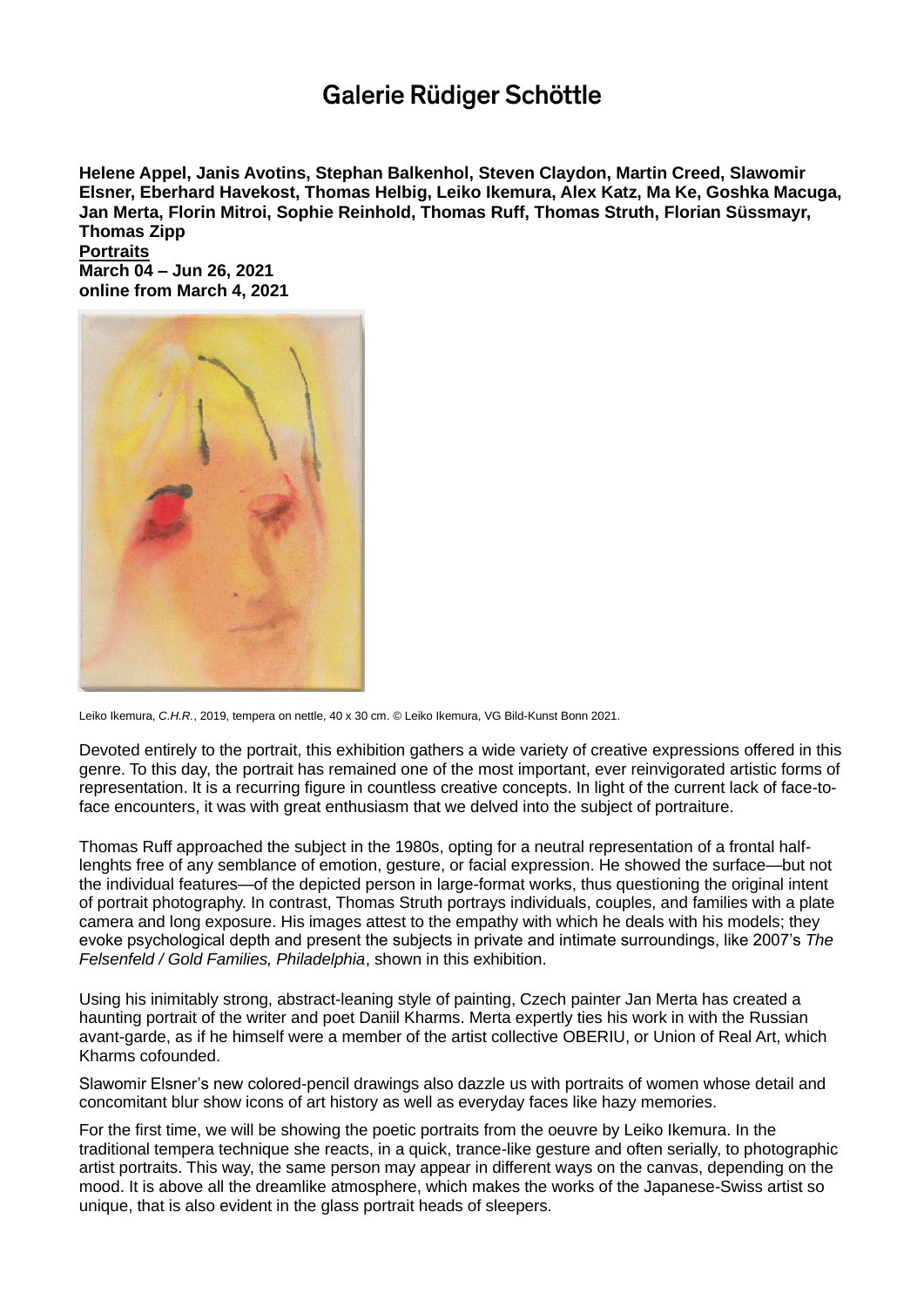# Galerie Rüdiger Schöttle

**Helene Appel, Janis Avotins, Stephan Balkenhol, Steven Claydon, Martin Creed, Slawomir Elsner, Eberhard Havekost, Thomas Helbig, Leiko Ikemura, Alex Katz, Ma Ke, Goshka Macuga, Jan Merta, Florin Mitroi, Sophie Reinhold, Thomas Ruff, Thomas Struth, Florian Süssmayr, Thomas Zipp**
**Portraits**
**March 04 – Jun 26, 2021**
**online from March 4, 2021**

Leiko Ikemura, *C.H.R.*, 2019, tempera on nettle, 40 x 30 cm. © Leiko Ikemura, VG Bild-Kunst Bonn 2021.

Devoted entirely to the portrait, this exhibition gathers a wide variety of creative expressions offered in this genre. To this day, the portrait has remained one of the most important, ever reinvigorated artistic forms of representation. It is a recurring figure in countless creative concepts. In light of the current lack of face-to-face encounters, it was with great enthusiasm that we delved into the subject of portraiture.

Thomas Ruff approached the subject in the 1980s, opting for a neutral representation of a frontal half-lenghts free of any semblance of emotion, gesture, or facial expression. He showed the surface—but not the individual features—of the depicted person in large-format works, thus questioning the original intent of portrait photography. In contrast, Thomas Struth portrays individuals, couples, and families with a plate camera and long exposure. His images attest to the empathy with which he deals with his models; they evoke psychological depth and present the subjects in private and intimate surroundings, like 2007's *The Felsenfeld / Gold Families, Philadelphia*, shown in this exhibition.

Using his inimitably strong, abstract-leaning style of painting, Czech painter Jan Merta has created a haunting portrait of the writer and poet Daniil Kharms. Merta expertly ties his work in with the Russian avant-garde, as if he himself were a member of the artist collective OBERIU, or Union of Real Art, which Kharms cofounded.

Slawomir Elsner's new colored-pencil drawings also dazzle us with portraits of women whose detail and concomitant blur show icons of art history as well as everyday faces like hazy memories.

For the first time, we will be showing the poetic portraits from the oeuvre by Leiko Ikemura. In the traditional tempera technique she reacts, in a quick, trance-like gesture and often serially, to photographic artist portraits. This way, the same person may appear in different ways on the canvas, depending on the mood. It is above all the dreamlike atmosphere, which makes the works of the Japanese-Swiss artist so unique, that is also evident in the glass portrait heads of sleepers.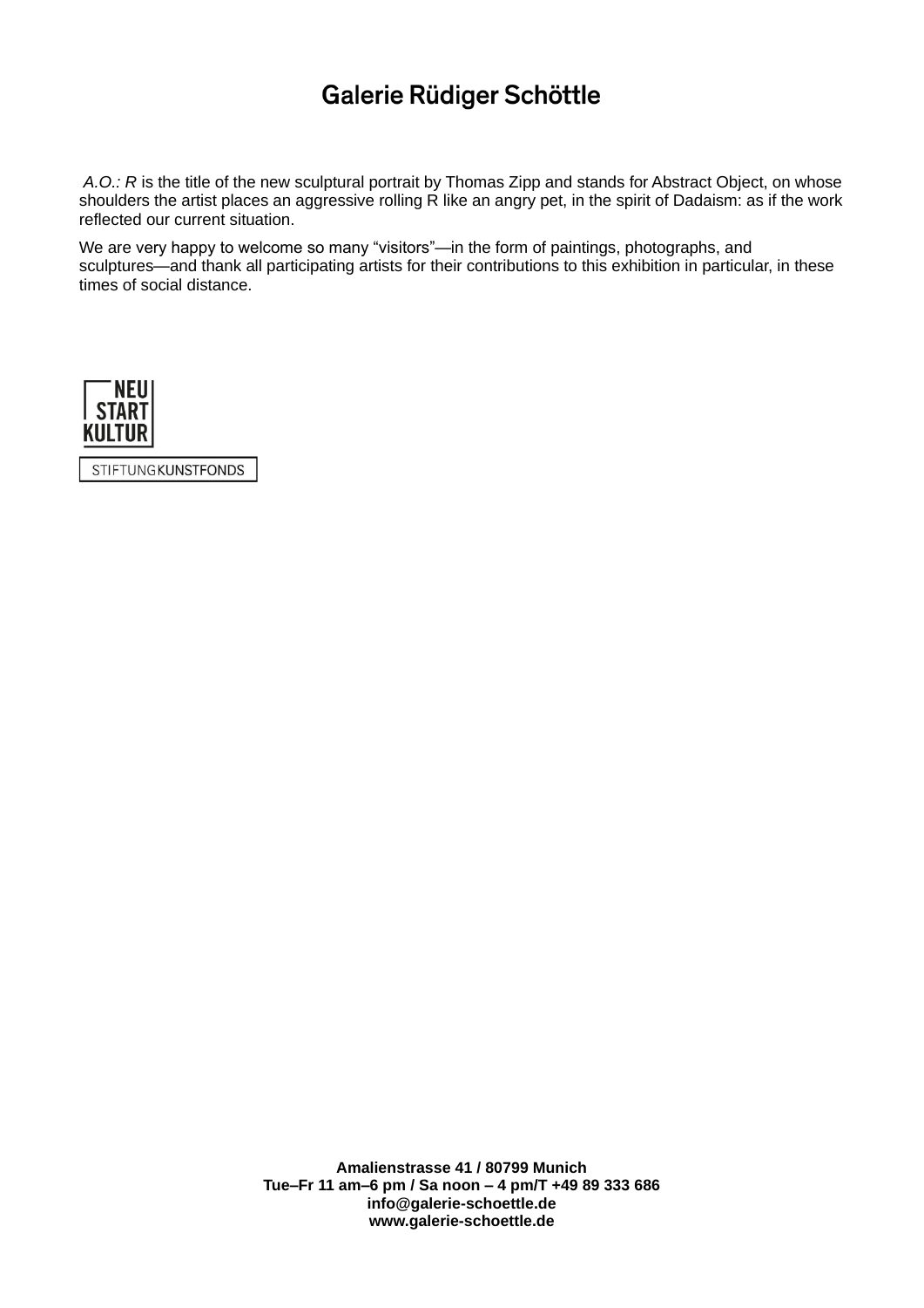*A.O.: R* is the title of the new sculptural portrait by Thomas Zipp and stands for Abstract Object, on whose shoulders the artist places an aggressive rolling R like an angry pet, in the spirit of Dadaism: as if the work reflected our current situation.

We are very happy to welcome so many “visitors”—in the form of paintings, photographs, and sculptures—and thank all participating artists for their contributions to this exhibition in particular, in these times of social distance.

NEU
START
KULTUR

STIFTUNG KUNSTFONDS

**Amalienstrasse 41 / 80799 Munich**
**Tue–Fr 11 am–6 pm / Sa noon – 4 pm/T +49 89 333 686**
**info@galerie-schoettle.de**
**www.galerie-schoettle.de**